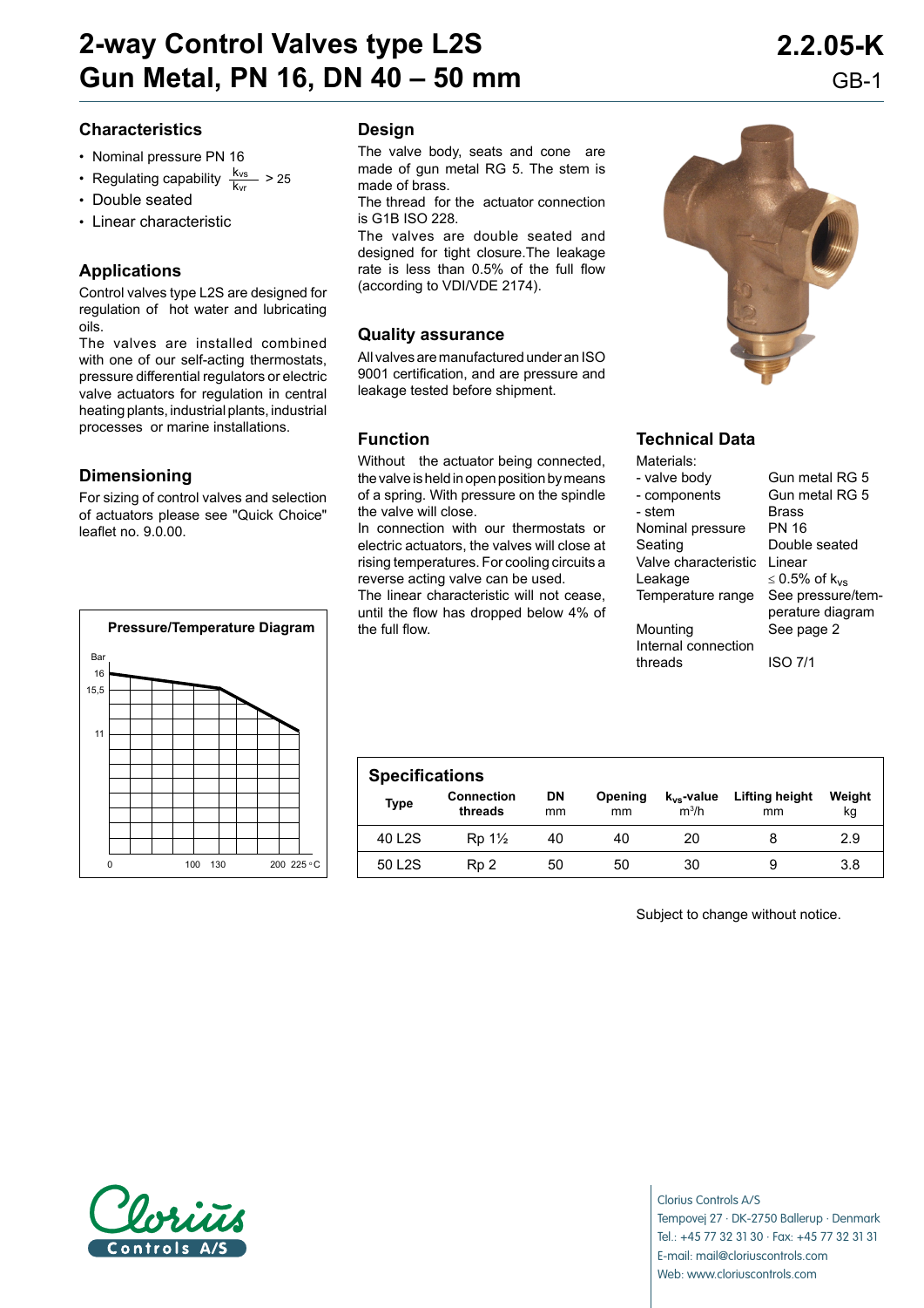# 2-way Control Valves type L2S
# Gun Metal, PN 16, DN 40 – 50 mm

**2.2.05-K**
GB-1

## Characteristics

- Nominal pressure PN 16
- Regulating capability $\frac{k_{vs}}{k_{vr}} > 25$
- Double seated
- Linear characteristic

## Applications

Control valves type L2S are designed for regulation of hot water and lubricating oils.

The valves are installed combined with one of our self-acting thermostats, pressure differential regulators or electric valve actuators for regulation in central heating plants, industrial plants, industrial processes or marine installations.

## Dimensioning

For sizing of control valves and selection of actuators please see "Quick Choice" leaflet no. 9.0.00.

## Design

The valve body, seats and cone are made of gun metal RG 5. The stem is made of brass.

The thread for the actuator connection is G1B ISO 228.

The valves are double seated and designed for tight closure. The leakage rate is less than 0.5% of the full flow (according to VDI/VDE 2174).

## Quality assurance

All valves are manufactured under an ISO 9001 certification, and are pressure and leakage tested before shipment.

## Function

Without the actuator being connected, the valve is held in open position by means of a spring. With pressure on the spindle the valve will close.

In connection with our thermostats or electric actuators, the valves will close at rising temperatures. For cooling circuits a reverse acting valve can be used.

The linear characteristic will not cease, until the flow has dropped below 4% of the full flow.

**Pressure/Temperature Diagram**

Bar: 16, 15,5, 11
°C: 0, 100, 130, 200, 225

## Technical Data

| | |
|---|---|
| Materials: | |
| - valve body | Gun metal RG 5 |
| - components | Gun metal RG 5 |
| - stem | Brass |
| Nominal pressure | PN 16 |
| Seating | Double seated |
| Valve characteristic | Linear |
| Leakage | ≤ 0.5% of $k_{vs}$ |
| Temperature range | See pressure/temperature diagram |
| Mounting | See page 2 |
| Internal connection threads | ISO 7/1 |

## Specifications

| Type | Connection threads | DN mm | Opening mm | $k_{vs}$-value $m^3/h$ | Lifting height mm | Weight kg |
|---|---|---|---|---|---|---|
| 40 L2S | Rp 1½ | 40 | 40 | 20 | 8 | 2.9 |
| 50 L2S | Rp 2 | 50 | 50 | 30 | 9 | 3.8 |

Subject to change without notice.

Clorius Controls A/S
Tempovej 27 · DK-2750 Ballerup · Denmark
Tel.: +45 77 32 31 30 · Fax: +45 77 32 31 31
E-mail: mail@cloriuscontrols.com
Web: www.cloriuscontrols.com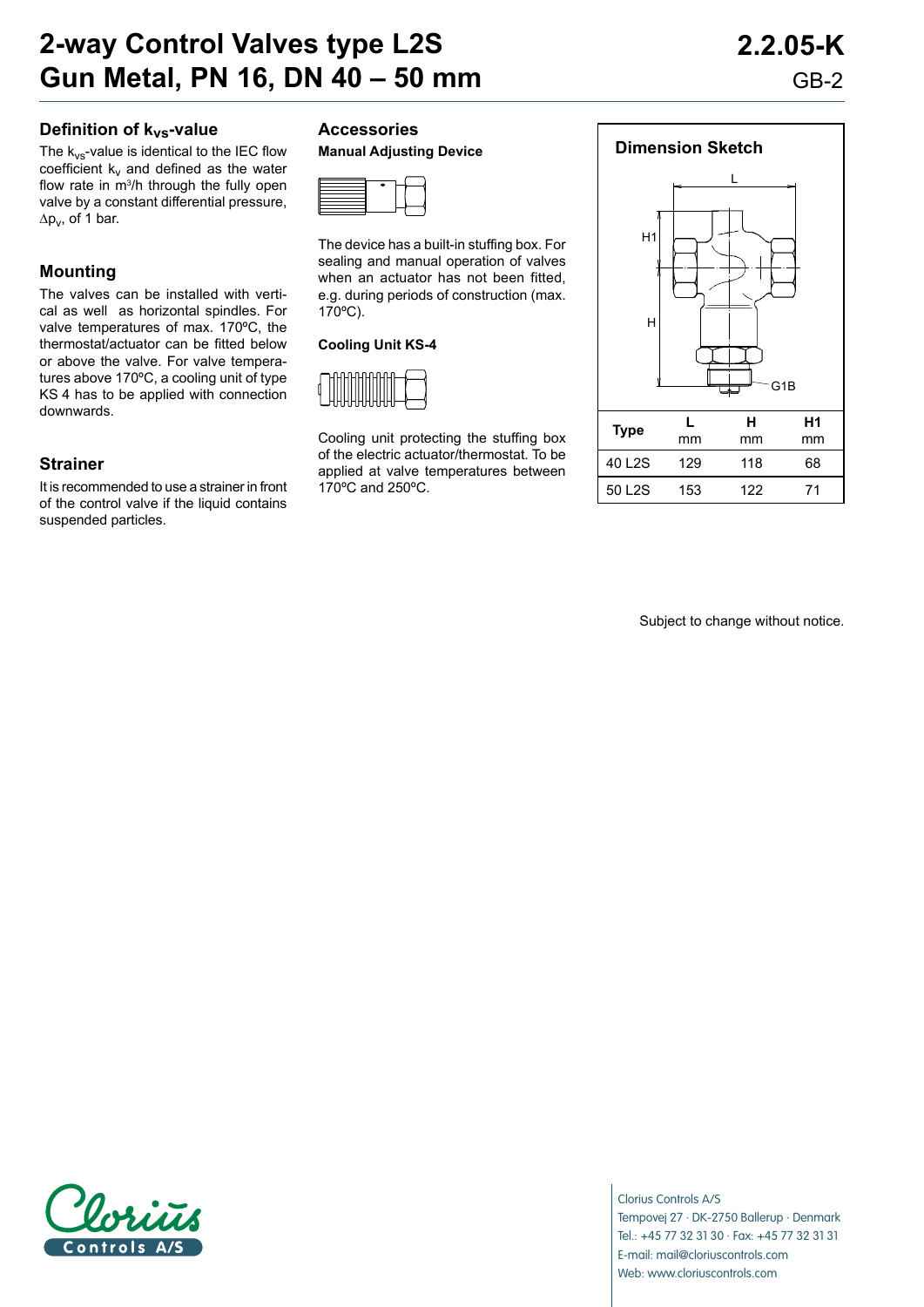# 2-way Control Valves type L2S
# Gun Metal, PN 16, DN 40 – 50 mm

2.2.05-K

GB-2

## Definition of $k_{vs}$-value

The $k_{vs}$-value is identical to the IEC flow coefficient $k_v$ and defined as the water flow rate in $m^3/h$ through the fully open valve by a constant differential pressure, $\Delta p_v$, of 1 bar.

## Mounting

The valves can be installed with vertical as well as horizontal spindles. For valve temperatures of max. 170ºC, the thermostat/actuator can be fitted below or above the valve. For valve temperatures above 170ºC, a cooling unit of type KS 4 has to be applied with connection downwards.

## Strainer

It is recommended to use a strainer in front of the control valve if the liquid contains suspended particles.

## Accessories

### Manual Adjusting Device

The device has a built-in stuffing box. For sealing and manual operation of valves when an actuator has not been fitted, e.g. during periods of construction (max. 170ºC).

### Cooling Unit KS-4

Cooling unit protecting the stuffing box of the electric actuator/thermostat. To be applied at valve temperatures between 170ºC and 250ºC.

## Dimension Sketch

L

H1

H

G1B

| Type | L mm | H mm | H1 mm |
|---|---|---|---|
| 40 L2S | 129 | 118 | 68 |
| 50 L2S | 153 | 122 | 71 |

Subject to change without notice.

Clorius Controls A/S
Tempovej 27 · DK-2750 Ballerup · Denmark
Tel.: +45 77 32 31 30 · Fax: +45 77 32 31 31
E-mail: mail@cloriuscontrols.com
Web: www.cloriuscontrols.com